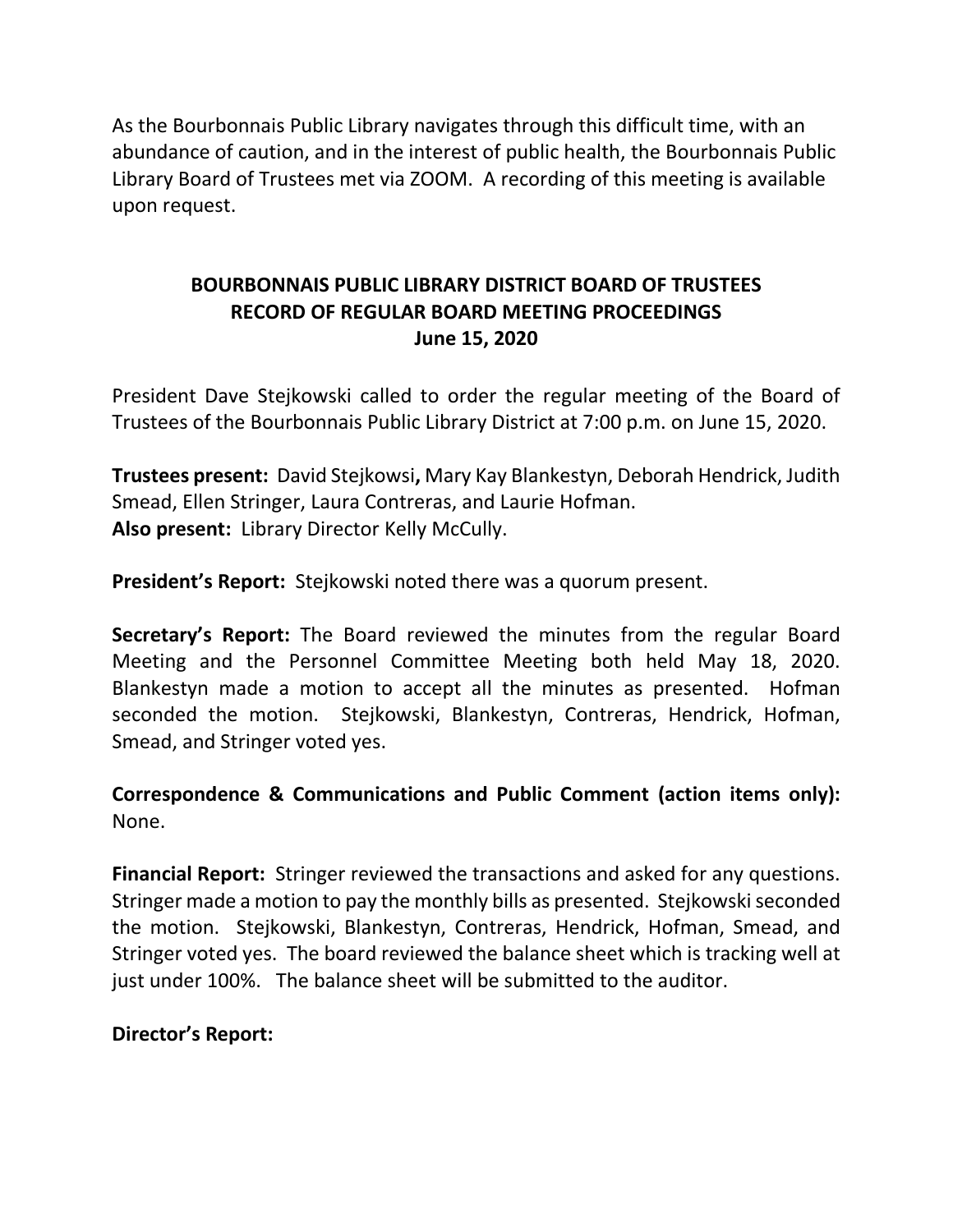As the Bourbonnais Public Library navigates through this difficult time, with an abundance of caution, and in the interest of public health, the Bourbonnais Public Library Board of Trustees met via ZOOM. A recording of this meeting is available upon request.

**BOURBONNAIS PUBLIC LIBRARY DISTRICT BOARD OF TRUSTEES**
**RECORD OF REGULAR BOARD MEETING PROCEEDINGS**
**June 15, 2020**

President Dave Stejkowski called to order the regular meeting of the Board of Trustees of the Bourbonnais Public Library District at 7:00 p.m. on June 15, 2020.

**Trustees present:** David Stejkowsi**,** Mary Kay Blankestyn, Deborah Hendrick, Judith Smead, Ellen Stringer, Laura Contreras, and Laurie Hofman.
**Also present:** Library Director Kelly McCully.

**President's Report:** Stejkowski noted there was a quorum present.

**Secretary's Report:** The Board reviewed the minutes from the regular Board Meeting and the Personnel Committee Meeting both held May 18, 2020. Blankestyn made a motion to accept all the minutes as presented. Hofman seconded the motion. Stejkowski, Blankestyn, Contreras, Hendrick, Hofman, Smead, and Stringer voted yes.

**Correspondence & Communications and Public Comment (action items only):** None.

**Financial Report:** Stringer reviewed the transactions and asked for any questions. Stringer made a motion to pay the monthly bills as presented. Stejkowski seconded the motion. Stejkowski, Blankestyn, Contreras, Hendrick, Hofman, Smead, and Stringer voted yes. The board reviewed the balance sheet which is tracking well at just under 100%. The balance sheet will be submitted to the auditor.

**Director's Report:**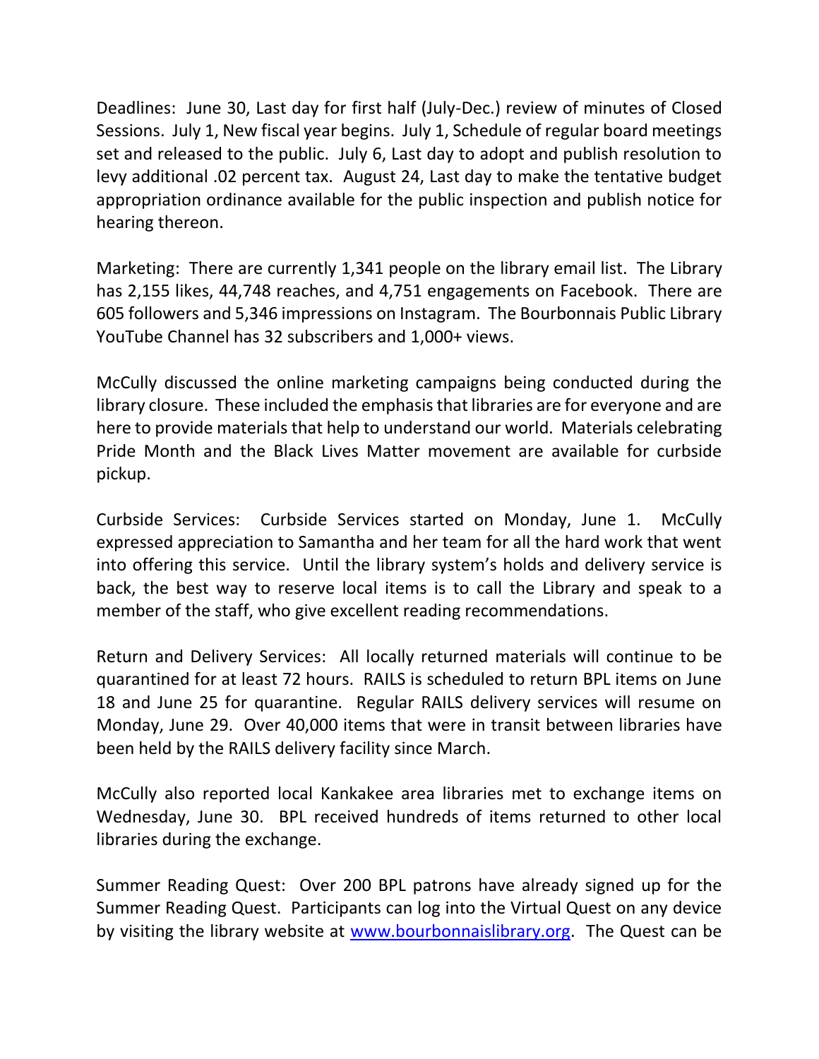Deadlines: June 30, Last day for first half (July-Dec.) review of minutes of Closed Sessions. July 1, New fiscal year begins. July 1, Schedule of regular board meetings set and released to the public. July 6, Last day to adopt and publish resolution to levy additional .02 percent tax. August 24, Last day to make the tentative budget appropriation ordinance available for the public inspection and publish notice for hearing thereon.

Marketing: There are currently 1,341 people on the library email list. The Library has 2,155 likes, 44,748 reaches, and 4,751 engagements on Facebook. There are 605 followers and 5,346 impressions on Instagram. The Bourbonnais Public Library YouTube Channel has 32 subscribers and 1,000+ views.

McCully discussed the online marketing campaigns being conducted during the library closure. These included the emphasis that libraries are for everyone and are here to provide materials that help to understand our world. Materials celebrating Pride Month and the Black Lives Matter movement are available for curbside pickup.

Curbside Services: Curbside Services started on Monday, June 1. McCully expressed appreciation to Samantha and her team for all the hard work that went into offering this service. Until the library system's holds and delivery service is back, the best way to reserve local items is to call the Library and speak to a member of the staff, who give excellent reading recommendations.

Return and Delivery Services: All locally returned materials will continue to be quarantined for at least 72 hours. RAILS is scheduled to return BPL items on June 18 and June 25 for quarantine. Regular RAILS delivery services will resume on Monday, June 29. Over 40,000 items that were in transit between libraries have been held by the RAILS delivery facility since March.

McCully also reported local Kankakee area libraries met to exchange items on Wednesday, June 30. BPL received hundreds of items returned to other local libraries during the exchange.

Summer Reading Quest: Over 200 BPL patrons have already signed up for the Summer Reading Quest. Participants can log into the Virtual Quest on any device by visiting the library website at [www.bourbonnaislibrary.org](http://www.bourbonnaislibrary.org). The Quest can be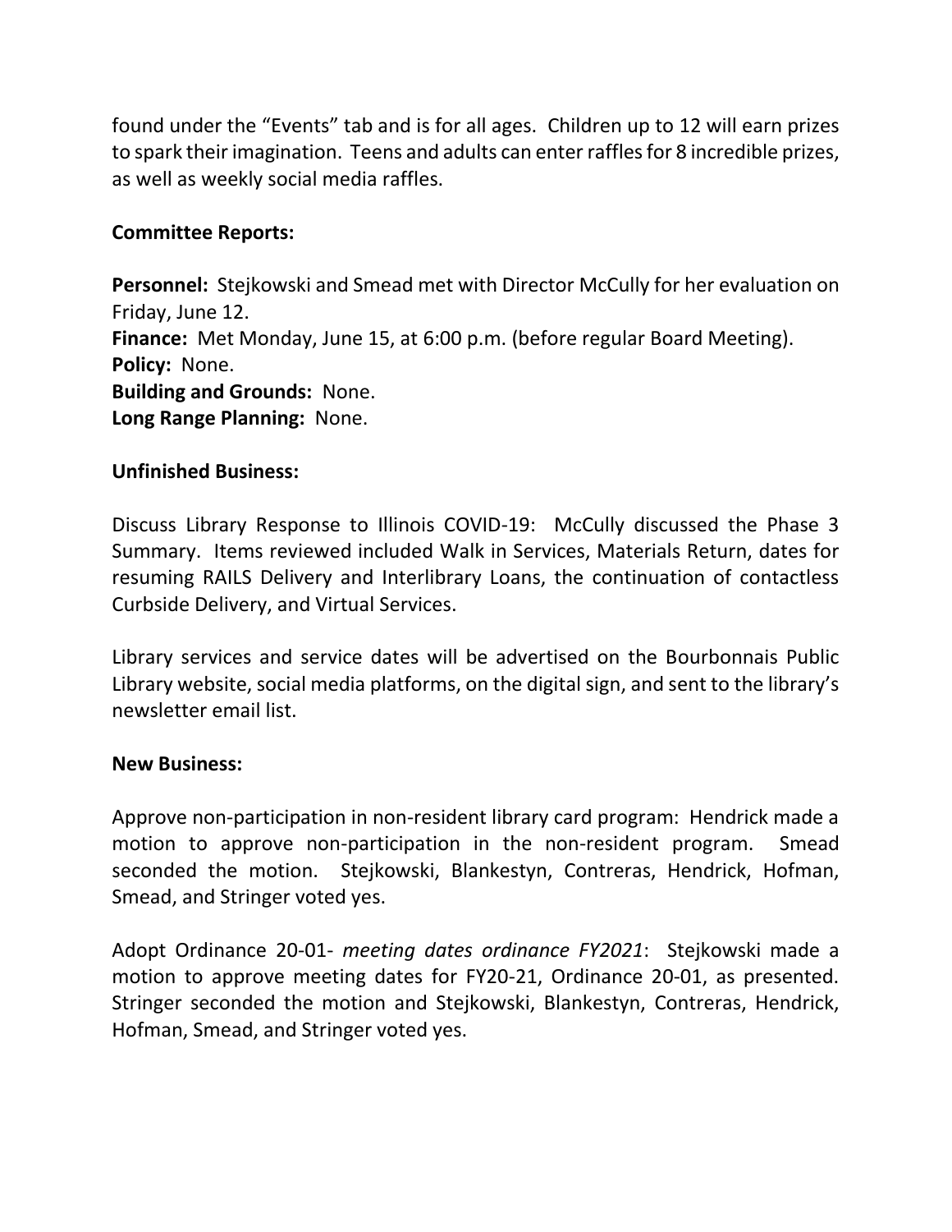found under the "Events" tab and is for all ages. Children up to 12 will earn prizes to spark their imagination. Teens and adults can enter raffles for 8 incredible prizes, as well as weekly social media raffles.

**Committee Reports:**

**Personnel:** Stejkowski and Smead met with Director McCully for her evaluation on Friday, June 12.
**Finance:** Met Monday, June 15, at 6:00 p.m. (before regular Board Meeting).
**Policy:** None.
**Building and Grounds:** None.
**Long Range Planning:** None.

**Unfinished Business:**

Discuss Library Response to Illinois COVID-19: McCully discussed the Phase 3 Summary. Items reviewed included Walk in Services, Materials Return, dates for resuming RAILS Delivery and Interlibrary Loans, the continuation of contactless Curbside Delivery, and Virtual Services.

Library services and service dates will be advertised on the Bourbonnais Public Library website, social media platforms, on the digital sign, and sent to the library's newsletter email list.

**New Business:**

Approve non-participation in non-resident library card program: Hendrick made a motion to approve non-participation in the non-resident program. Smead seconded the motion. Stejkowski, Blankestyn, Contreras, Hendrick, Hofman, Smead, and Stringer voted yes.

Adopt Ordinance 20-01- *meeting dates ordinance FY2021*: Stejkowski made a motion to approve meeting dates for FY20-21, Ordinance 20-01, as presented. Stringer seconded the motion and Stejkowski, Blankestyn, Contreras, Hendrick, Hofman, Smead, and Stringer voted yes.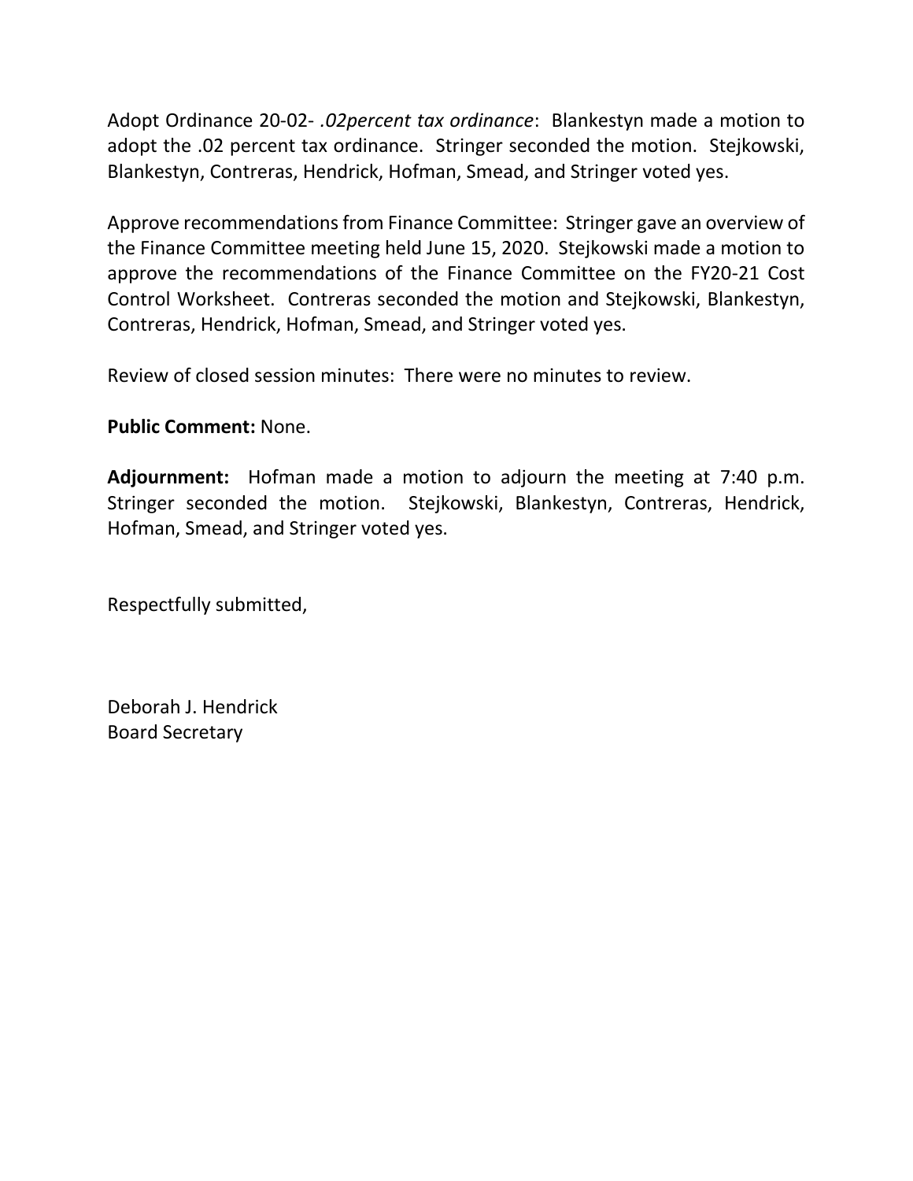Adopt Ordinance 20-02- *.02percent tax ordinance*: Blankestyn made a motion to adopt the .02 percent tax ordinance. Stringer seconded the motion. Stejkowski, Blankestyn, Contreras, Hendrick, Hofman, Smead, and Stringer voted yes.

Approve recommendations from Finance Committee: Stringer gave an overview of the Finance Committee meeting held June 15, 2020. Stejkowski made a motion to approve the recommendations of the Finance Committee on the FY20-21 Cost Control Worksheet. Contreras seconded the motion and Stejkowski, Blankestyn, Contreras, Hendrick, Hofman, Smead, and Stringer voted yes.

Review of closed session minutes: There were no minutes to review.

**Public Comment:** None.

**Adjournment:** Hofman made a motion to adjourn the meeting at 7:40 p.m. Stringer seconded the motion. Stejkowski, Blankestyn, Contreras, Hendrick, Hofman, Smead, and Stringer voted yes.

Respectfully submitted,

Deborah J. Hendrick
Board Secretary